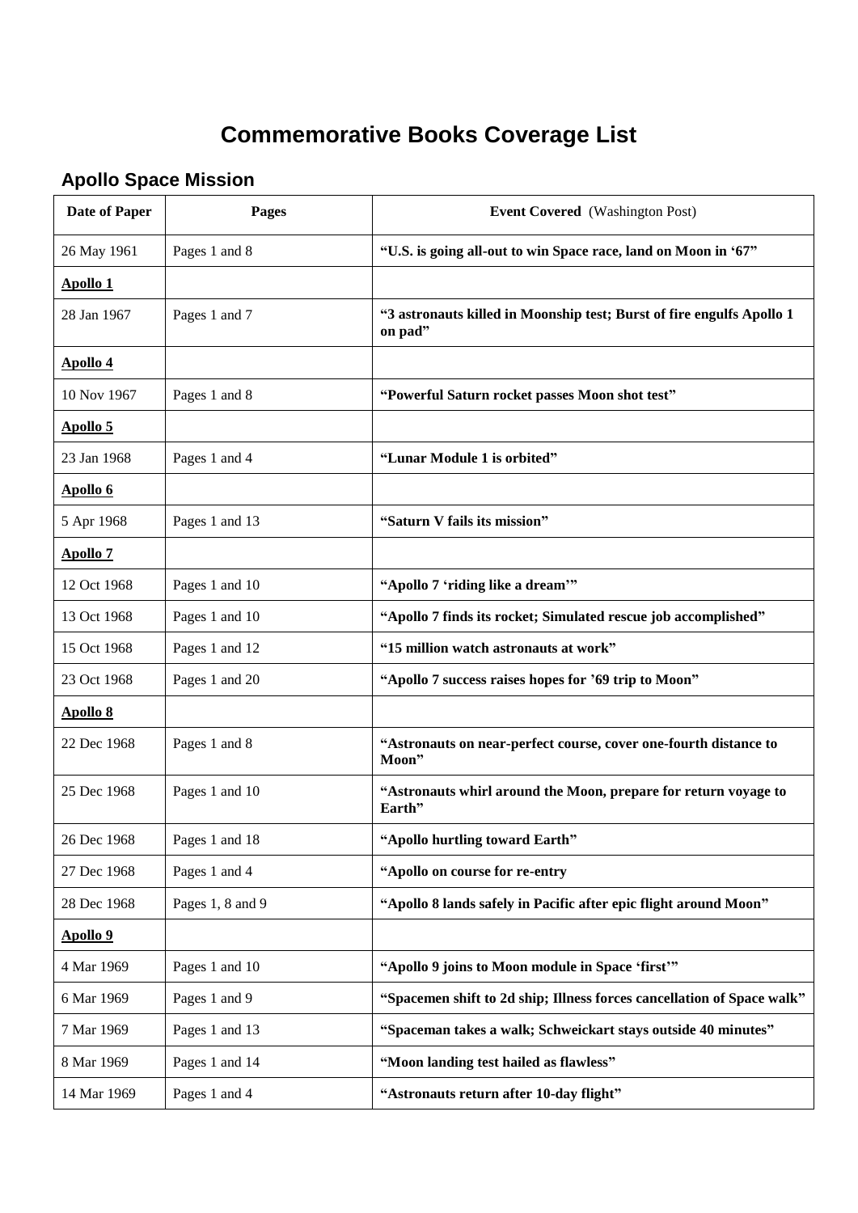# Commemorative Books Coverage List

## Apollo Space Mission

| Date of Paper | Pages | Event Covered (Washington Post) |
|---|---|---|
| 26 May 1961 | Pages 1 and 8 | **"U.S. is going all-out to win Space race, land on Moon in '67"** |
| **Apollo 1** | | |
| 28 Jan 1967 | Pages 1 and 7 | **"3 astronauts killed in Moonship test; Burst of fire engulfs Apollo 1 on pad"** |
| **Apollo 4** | | |
| 10 Nov 1967 | Pages 1 and 8 | **"Powerful Saturn rocket passes Moon shot test"** |
| **Apollo 5** | | |
| 23 Jan 1968 | Pages 1 and 4 | **"Lunar Module 1 is orbited"** |
| **Apollo 6** | | |
| 5 Apr 1968 | Pages 1 and 13 | **"Saturn V fails its mission"** |
| **Apollo 7** | | |
| 12 Oct 1968 | Pages 1 and 10 | **"Apollo 7 'riding like a dream'"** |
| 13 Oct 1968 | Pages 1 and 10 | **"Apollo 7 finds its rocket; Simulated rescue job accomplished"** |
| 15 Oct 1968 | Pages 1 and 12 | **"15 million watch astronauts at work"** |
| 23 Oct 1968 | Pages 1 and 20 | **"Apollo 7 success raises hopes for '69 trip to Moon"** |
| **Apollo 8** | | |
| 22 Dec 1968 | Pages 1 and 8 | **"Astronauts on near-perfect course, cover one-fourth distance to Moon"** |
| 25 Dec 1968 | Pages 1 and 10 | **"Astronauts whirl around the Moon, prepare for return voyage to Earth"** |
| 26 Dec 1968 | Pages 1 and 18 | **"Apollo hurtling toward Earth"** |
| 27 Dec 1968 | Pages 1 and 4 | **"Apollo on course for re-entry** |
| 28 Dec 1968 | Pages 1, 8 and 9 | **"Apollo 8 lands safely in Pacific after epic flight around Moon"** |
| **Apollo 9** | | |
| 4 Mar 1969 | Pages 1 and 10 | **"Apollo 9 joins to Moon module in Space 'first'"** |
| 6 Mar 1969 | Pages 1 and 9 | **"Spacemen shift to 2d ship; Illness forces cancellation of Space walk"** |
| 7 Mar 1969 | Pages 1 and 13 | **"Spaceman takes a walk; Schweickart stays outside 40 minutes"** |
| 8 Mar 1969 | Pages 1 and 14 | **"Moon landing test hailed as flawless"** |
| 14 Mar 1969 | Pages 1 and 4 | **"Astronauts return after 10-day flight"** |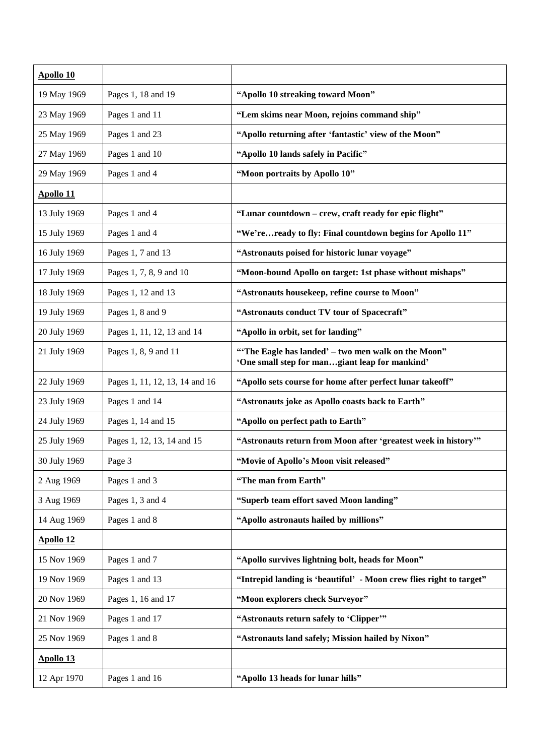| Apollo 10 | | |
|---|---|---|
| 19 May 1969 | Pages 1, 18 and 19 | **"Apollo 10 streaking toward Moon"** |
| 23 May 1969 | Pages 1 and 11 | **"Lem skims near Moon, rejoins command ship"** |
| 25 May 1969 | Pages 1 and 23 | **"Apollo returning after 'fantastic' view of the Moon"** |
| 27 May 1969 | Pages 1 and 10 | **"Apollo 10 lands safely in Pacific"** |
| 29 May 1969 | Pages 1 and 4 | **"Moon portraits by Apollo 10"** |
| **Apollo 11** | | |
| 13 July 1969 | Pages 1 and 4 | **"Lunar countdown – crew, craft ready for epic flight"** |
| 15 July 1969 | Pages 1 and 4 | **"We're…ready to fly: Final countdown begins for Apollo 11"** |
| 16 July 1969 | Pages 1, 7 and 13 | **"Astronauts poised for historic lunar voyage"** |
| 17 July 1969 | Pages 1, 7, 8, 9 and 10 | **"Moon-bound Apollo on target: 1st phase without mishaps"** |
| 18 July 1969 | Pages 1, 12 and 13 | **"Astronauts housekeep, refine course to Moon"** |
| 19 July 1969 | Pages 1, 8 and 9 | **"Astronauts conduct TV tour of Spacecraft"** |
| 20 July 1969 | Pages 1, 11, 12, 13 and 14 | **"Apollo in orbit, set for landing"** |
| 21 July 1969 | Pages 1, 8, 9 and 11 | **"'The Eagle has landed' – two men walk on the Moon" 'One small step for man…giant leap for mankind'** |
| 22 July 1969 | Pages 1, 11, 12, 13, 14 and 16 | **"Apollo sets course for home after perfect lunar takeoff"** |
| 23 July 1969 | Pages 1 and 14 | **"Astronauts joke as Apollo coasts back to Earth"** |
| 24 July 1969 | Pages 1, 14 and 15 | **"Apollo on perfect path to Earth"** |
| 25 July 1969 | Pages 1, 12, 13, 14 and 15 | **"Astronauts return from Moon after 'greatest week in history'"** |
| 30 July 1969 | Page 3 | **"Movie of Apollo's Moon visit released"** |
| 2 Aug 1969 | Pages 1 and 3 | **"The man from Earth"** |
| 3 Aug 1969 | Pages 1, 3 and 4 | **"Superb team effort saved Moon landing"** |
| 14 Aug 1969 | Pages 1 and 8 | **"Apollo astronauts hailed by millions"** |
| **Apollo 12** | | |
| 15 Nov 1969 | Pages 1 and 7 | **"Apollo survives lightning bolt, heads for Moon"** |
| 19 Nov 1969 | Pages 1 and 13 | **"Intrepid landing is 'beautiful' - Moon crew flies right to target"** |
| 20 Nov 1969 | Pages 1, 16 and 17 | **"Moon explorers check Surveyor"** |
| 21 Nov 1969 | Pages 1 and 17 | **"Astronauts return safely to 'Clipper'"** |
| 25 Nov 1969 | Pages 1 and 8 | **"Astronauts land safely; Mission hailed by Nixon"** |
| **Apollo 13** | | |
| 12 Apr 1970 | Pages 1 and 16 | **"Apollo 13 heads for lunar hills"** |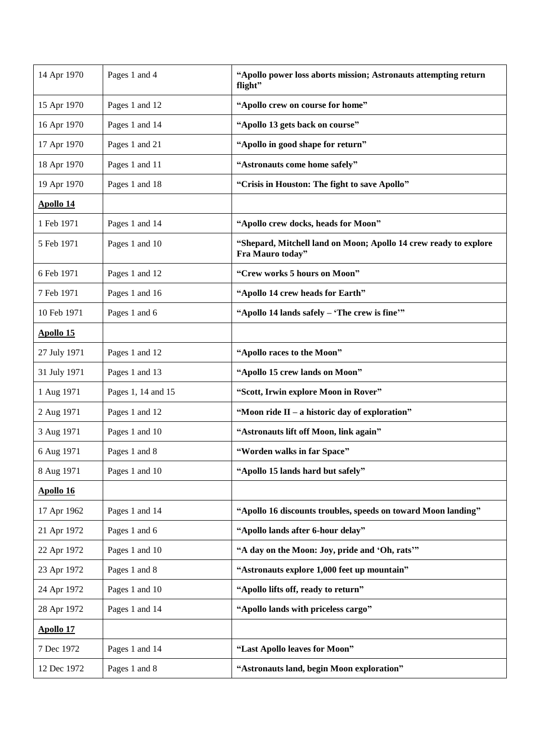| 14 Apr 1970 | Pages 1 and 4 | **"Apollo power loss aborts mission; Astronauts attempting return flight"** |
|---|---|---|
| 15 Apr 1970 | Pages 1 and 12 | **"Apollo crew on course for home"** |
| 16 Apr 1970 | Pages 1 and 14 | **"Apollo 13 gets back on course"** |
| 17 Apr 1970 | Pages 1 and 21 | **"Apollo in good shape for return"** |
| 18 Apr 1970 | Pages 1 and 11 | **"Astronauts come home safely"** |
| 19 Apr 1970 | Pages 1 and 18 | **"Crisis in Houston: The fight to save Apollo"** |
| **Apollo 14** | | |
| 1 Feb 1971 | Pages 1 and 14 | **"Apollo crew docks, heads for Moon"** |
| 5 Feb 1971 | Pages 1 and 10 | **"Shepard, Mitchell land on Moon; Apollo 14 crew ready to explore Fra Mauro today"** |
| 6 Feb 1971 | Pages 1 and 12 | **"Crew works 5 hours on Moon"** |
| 7 Feb 1971 | Pages 1 and 16 | **"Apollo 14 crew heads for Earth"** |
| 10 Feb 1971 | Pages 1 and 6 | **"Apollo 14 lands safely – 'The crew is fine'"** |
| **Apollo 15** | | |
| 27 July 1971 | Pages 1 and 12 | **"Apollo races to the Moon"** |
| 31 July 1971 | Pages 1 and 13 | **"Apollo 15 crew lands on Moon"** |
| 1 Aug 1971 | Pages 1, 14 and 15 | **"Scott, Irwin explore Moon in Rover"** |
| 2 Aug 1971 | Pages 1 and 12 | **"Moon ride II – a historic day of exploration"** |
| 3 Aug 1971 | Pages 1 and 10 | **"Astronauts lift off Moon, link again"** |
| 6 Aug 1971 | Pages 1 and 8 | **"Worden walks in far Space"** |
| 8 Aug 1971 | Pages 1 and 10 | **"Apollo 15 lands hard but safely"** |
| **Apollo 16** | | |
| 17 Apr 1962 | Pages 1 and 14 | **"Apollo 16 discounts troubles, speeds on toward Moon landing"** |
| 21 Apr 1972 | Pages 1 and 6 | **"Apollo lands after 6-hour delay"** |
| 22 Apr 1972 | Pages 1 and 10 | **"A day on the Moon: Joy, pride and 'Oh, rats'"** |
| 23 Apr 1972 | Pages 1 and 8 | **"Astronauts explore 1,000 feet up mountain"** |
| 24 Apr 1972 | Pages 1 and 10 | **"Apollo lifts off, ready to return"** |
| 28 Apr 1972 | Pages 1 and 14 | **"Apollo lands with priceless cargo"** |
| **Apollo 17** | | |
| 7 Dec 1972 | Pages 1 and 14 | **"Last Apollo leaves for Moon"** |
| 12 Dec 1972 | Pages 1 and 8 | **"Astronauts land, begin Moon exploration"** |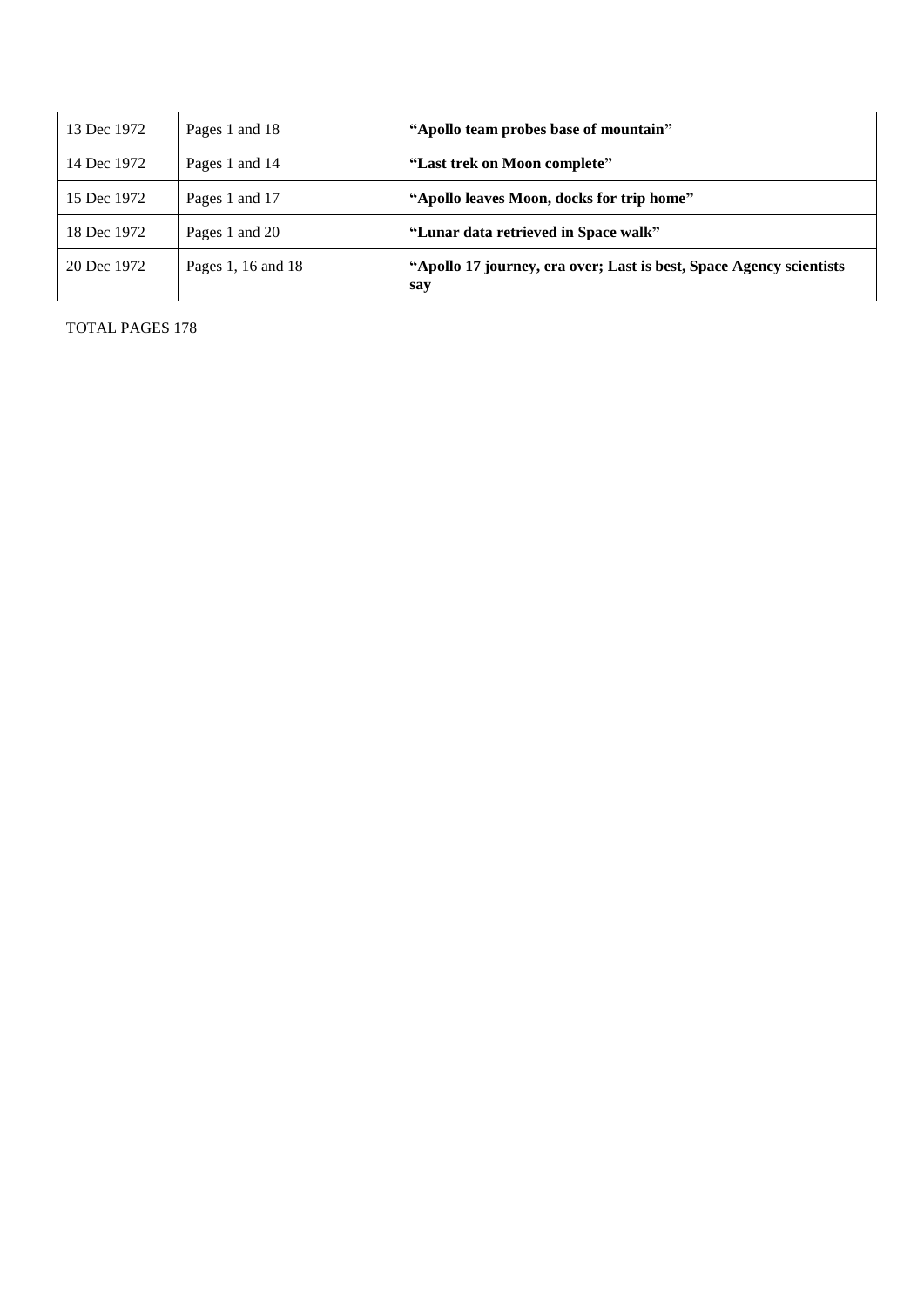| | | |
|---|---|---|
| 13 Dec 1972 | Pages 1 and 18 | **"Apollo team probes base of mountain"** |
| 14 Dec 1972 | Pages 1 and 14 | **"Last trek on Moon complete"** |
| 15 Dec 1972 | Pages 1 and 17 | **"Apollo leaves Moon, docks for trip home"** |
| 18 Dec 1972 | Pages 1 and 20 | **"Lunar data retrieved in Space walk"** |
| 20 Dec 1972 | Pages 1, 16 and 18 | **"Apollo 17 journey, era over; Last is best, Space Agency scientists say** |

TOTAL PAGES 178